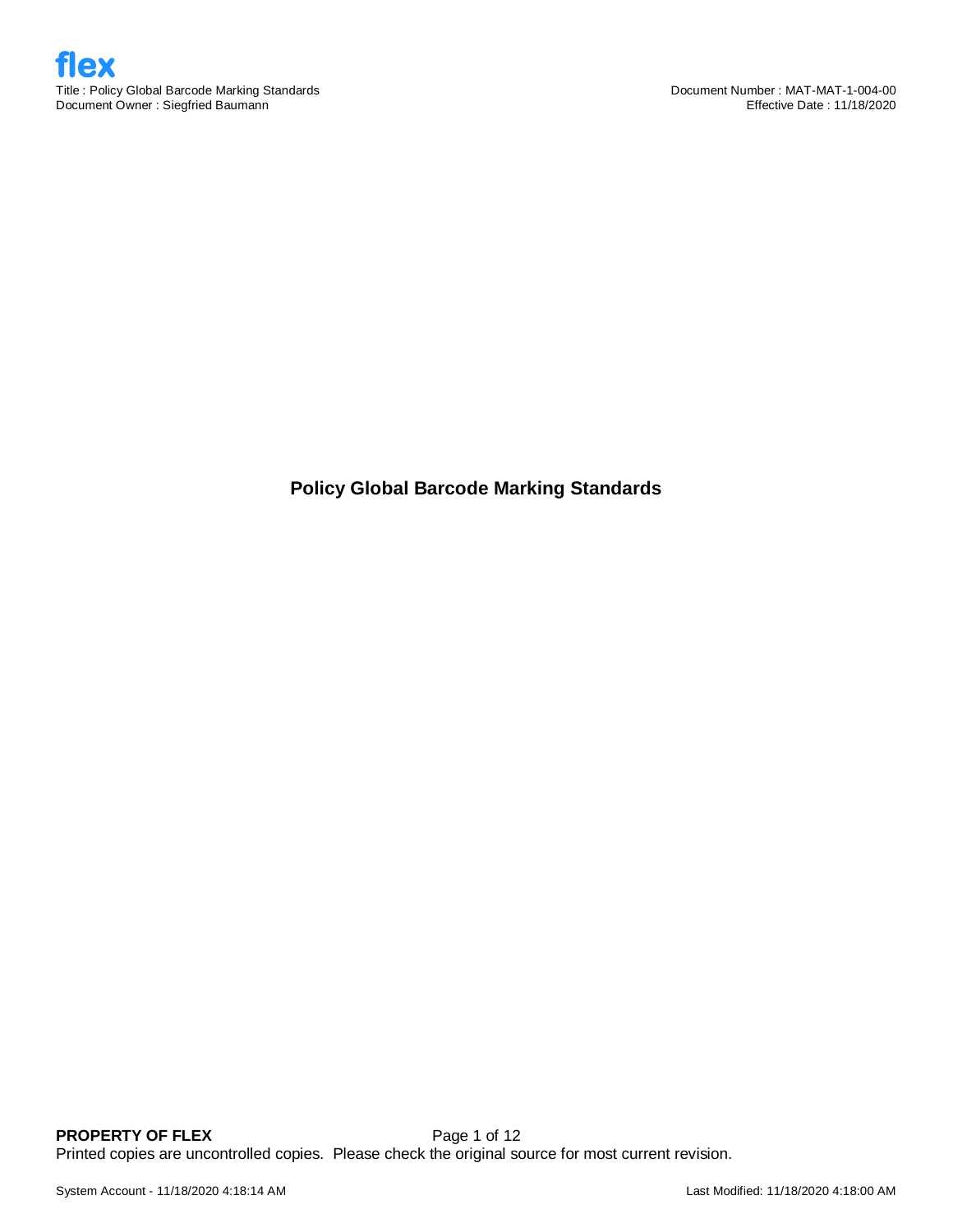# Policy Global Barcode Marking Standards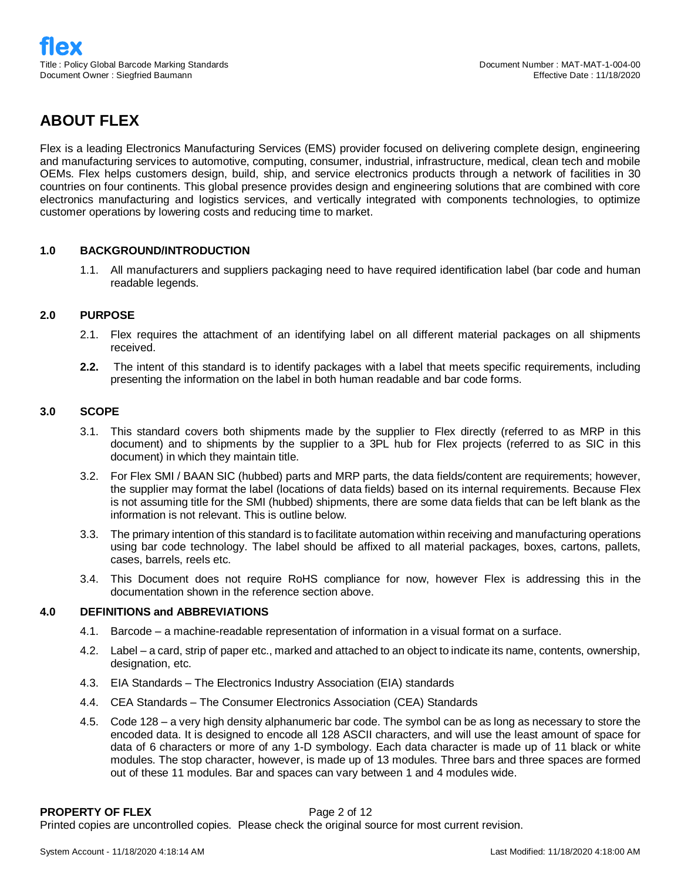## ABOUT FLEX

Flex is a leading Electronics Manufacturing Services (EMS) provider focused on delivering complete design, engineering and manufacturing services to automotive, computing, consumer, industrial, infrastructure, medical, clean tech and mobile OEMs. Flex helps customers design, build, ship, and service electronics products through a network of facilities in 30 countries on four continents. This global presence provides design and engineering solutions that are combined with core electronics manufacturing and logistics services, and vertically integrated with components technologies, to optimize customer operations by lowering costs and reducing time to market.

### 1.0 BACKGROUND/INTRODUCTION

1.1. All manufacturers and suppliers packaging need to have required identification label (bar code and human readable legends.

### 2.0 PURPOSE

2.1. Flex requires the attachment of an identifying label on all different material packages on all shipments received.

**2.2.** The intent of this standard is to identify packages with a label that meets specific requirements, including presenting the information on the label in both human readable and bar code forms.

### 3.0 SCOPE

3.1. This standard covers both shipments made by the supplier to Flex directly (referred to as MRP in this document) and to shipments by the supplier to a 3PL hub for Flex projects (referred to as SIC in this document) in which they maintain title.

3.2. For Flex SMI / BAAN SIC (hubbed) parts and MRP parts, the data fields/content are requirements; however, the supplier may format the label (locations of data fields) based on its internal requirements. Because Flex is not assuming title for the SMI (hubbed) shipments, there are some data fields that can be left blank as the information is not relevant. This is outline below.

3.3. The primary intention of this standard is to facilitate automation within receiving and manufacturing operations using bar code technology. The label should be affixed to all material packages, boxes, cartons, pallets, cases, barrels, reels etc.

3.4. This Document does not require RoHS compliance for now, however Flex is addressing this in the documentation shown in the reference section above.

### 4.0 DEFINITIONS and ABBREVIATIONS

4.1. Barcode – a machine-readable representation of information in a visual format on a surface.

4.2. Label – a card, strip of paper etc., marked and attached to an object to indicate its name, contents, ownership, designation, etc.

4.3. EIA Standards – The Electronics Industry Association (EIA) standards

4.4. CEA Standards – The Consumer Electronics Association (CEA) Standards

4.5. Code 128 – a very high density alphanumeric bar code. The symbol can be as long as necessary to store the encoded data. It is designed to encode all 128 ASCII characters, and will use the least amount of space for data of 6 characters or more of any 1-D symbology. Each data character is made up of 11 black or white modules. The stop character, however, is made up of 13 modules. Three bars and three spaces are formed out of these 11 modules. Bar and spaces can vary between 1 and 4 modules wide.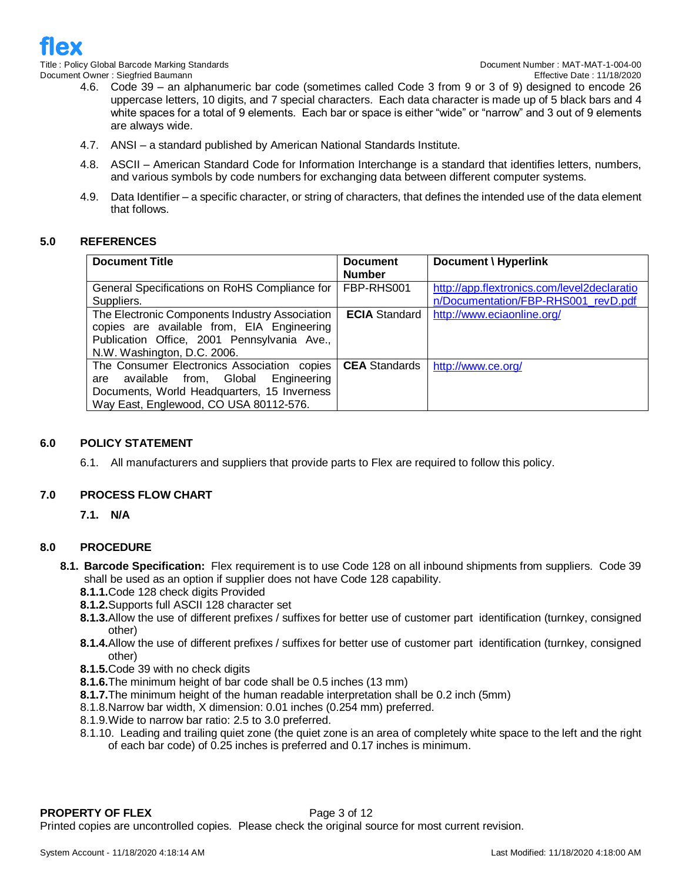4.6. Code 39 – an alphanumeric bar code (sometimes called Code 3 from 9 or 3 of 9) designed to encode 26 uppercase letters, 10 digits, and 7 special characters. Each data character is made up of 5 black bars and 4 white spaces for a total of 9 elements. Each bar or space is either "wide" or "narrow" and 3 out of 9 elements are always wide.

4.7. ANSI – a standard published by American National Standards Institute.

4.8. ASCII – American Standard Code for Information Interchange is a standard that identifies letters, numbers, and various symbols by code numbers for exchanging data between different computer systems.

4.9. Data Identifier – a specific character, or string of characters, that defines the intended use of the data element that follows.

## 5.0 REFERENCES

| Document Title | Document Number | Document \ Hyperlink |
|---|---|---|
| General Specifications on RoHS Compliance for Suppliers. | FBP-RHS001 | http://app.flextronics.com/level2declaration/Documentation/FBP-RHS001_revD.pdf |
| The Electronic Components Industry Association copies are available from, EIA Engineering Publication Office, 2001 Pennsylvania Ave., N.W. Washington, D.C. 2006. | **ECIA** Standard | http://www.eciaonline.org/ |
| The Consumer Electronics Association copies are available from, Global Engineering Documents, World Headquarters, 15 Inverness Way East, Englewood, CO USA 80112-576. | **CEA** Standards | http://www.ce.org/ |

## 6.0 POLICY STATEMENT

6.1. All manufacturers and suppliers that provide parts to Flex are required to follow this policy.

## 7.0 PROCESS FLOW CHART

**7.1. N/A**

## 8.0 PROCEDURE

**8.1. Barcode Specification:** Flex requirement is to use Code 128 on all inbound shipments from suppliers. Code 39 shall be used as an option if supplier does not have Code 128 capability.

**8.1.1.** Code 128 check digits Provided

**8.1.2.** Supports full ASCII 128 character set

**8.1.3.** Allow the use of different prefixes / suffixes for better use of customer part identification (turnkey, consigned other)

**8.1.4.** Allow the use of different prefixes / suffixes for better use of customer part identification (turnkey, consigned other)

**8.1.5.** Code 39 with no check digits

**8.1.6.** The minimum height of bar code shall be 0.5 inches (13 mm)

**8.1.7.** The minimum height of the human readable interpretation shall be 0.2 inch (5mm)

8.1.8. Narrow bar width, X dimension: 0.01 inches (0.254 mm) preferred.

8.1.9. Wide to narrow bar ratio: 2.5 to 3.0 preferred.

8.1.10. Leading and trailing quiet zone (the quiet zone is an area of completely white space to the left and the right of each bar code) of 0.25 inches is preferred and 0.17 inches is minimum.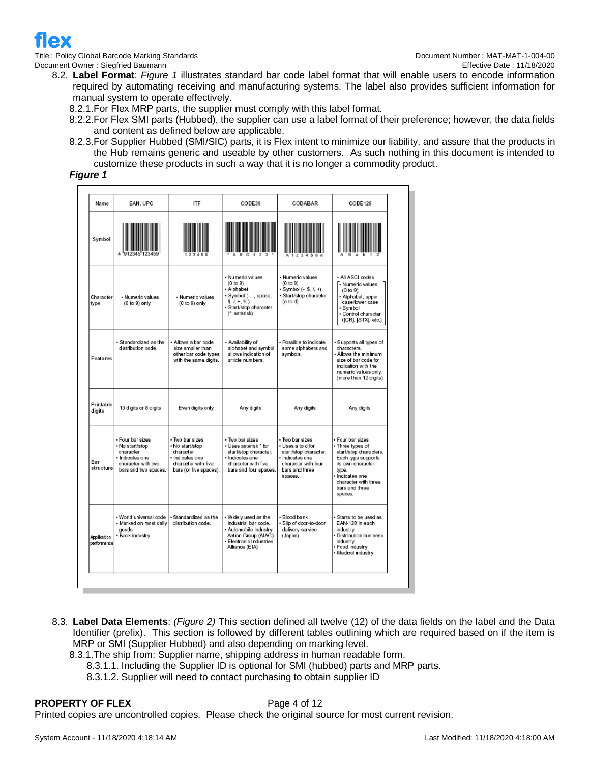8.2. **Label Format**: *Figure 1* illustrates standard bar code label format that will enable users to encode information required by automating receiving and manufacturing systems. The label also provides sufficient information for manual system to operate effectively.

8.2.1. For Flex MRP parts, the supplier must comply with this label format.

8.2.2. For Flex SMI parts (Hubbed), the supplier can use a label format of their preference; however, the data fields and content as defined below are applicable.

8.2.3. For Supplier Hubbed (SMI/SIC) parts, it is Flex intent to minimize our liability, and assure that the products in the Hub remains generic and useable by other customers. As such nothing in this document is intended to customize these products in such a way that it is no longer a commodity product.

***Figure 1***

| Name | EAN, UPC | ITF | CODE39 | CODABAR | CODE128 |
|---|---|---|---|---|---|
| Symbol | 4 912345 123459 | 123456 | * A B C 1 2 3 * | A 1 2 3 4 5 6 A | A B a b 1 2 |
| Character type | • Numeric values (0 to 9) only | • Numeric values (0 to 9) only | • Numeric values (0 to 9) • Alphabet • Symbol (-, ., space, $, /, +, %) • Start/stop character (*: asterisk) | • Numeric values (0 to 9) • Symbol (-, $, /, +) • Start/stop character (a to d) | • All ASCI codes [• Numeric values (0 to 9) • Alphabet, upper case/lower case • Symbol • Control character ([CR], [STX], etc.)] |
| Features | • Standardized as the distribution code. | • Allows a bar code size smaller than other bar code types with the same digits. | • Availability of alphabet and symbol allows indication of article numbers. | • Possible to indicate some alphabets and symbols. | • Supports all types of characters. • Allows the minimum size of bar code for indication with the numeric values only. (more than 12 digits) |
| Printable digits | 13 digits or 8 digits | Even digits only | Any digits | Any digits | Any digits |
| Bar structure | • Four bar sizes • No start/stop character • Indicates one character with two bars and two spaces. | • Two bar sizes • No start/stop character • Indicates one character with five bars (or five spaces). | • Two bar sizes • Uses asterisk * for start/stop character. • Indicates one character with five bars and four spaces. | • Two bar sizes • Uses a to d for start/stop character. • Indicates one character with four bars and three spaces. | • Four bar sizes • Three types of start/stop characters. Each type supports its own character type. • Indicates one character with three bars and three spaces. |
| Application performance | • World universal code • Marked on most daily goods • Book industry | • Standardized as the distribution code. | • Widely used as the industrial bar code. • Automobile Industry Action Group (AIAG) • Electronic Industries Alliance (EIA) | • Blood bank • Slip of door-to-door delivery service (Japan) | • Starts to be used as EAN-128 in each industry. • Distribution business industry • Food industry • Medical industry |

8.3. **Label Data Elements**: *(Figure 2)* This section defined all twelve (12) of the data fields on the label and the Data Identifier (prefix). This section is followed by different tables outlining which are required based on if the item is MRP or SMI (Supplier Hubbed) and also depending on marking level.

8.3.1. The ship from: Supplier name, shipping address in human readable form.

8.3.1.1. Including the Supplier ID is optional for SMI (hubbed) parts and MRP parts.

8.3.1.2. Supplier will need to contact purchasing to obtain supplier ID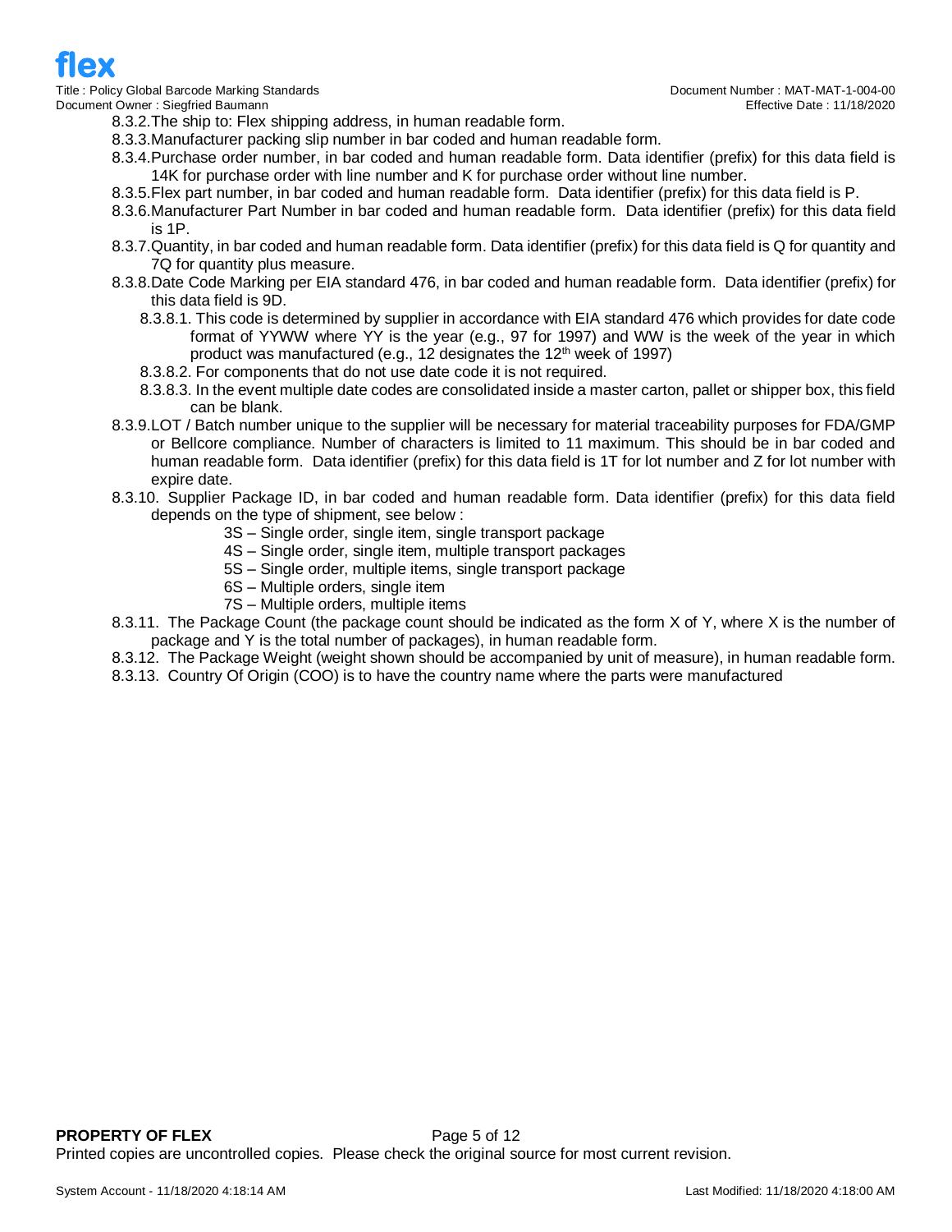8.3.2. The ship to: Flex shipping address, in human readable form.

8.3.3. Manufacturer packing slip number in bar coded and human readable form.

8.3.4. Purchase order number, in bar coded and human readable form. Data identifier (prefix) for this data field is 14K for purchase order with line number and K for purchase order without line number.

8.3.5. Flex part number, in bar coded and human readable form. Data identifier (prefix) for this data field is P.

8.3.6. Manufacturer Part Number in bar coded and human readable form. Data identifier (prefix) for this data field is 1P.

8.3.7. Quantity, in bar coded and human readable form. Data identifier (prefix) for this data field is Q for quantity and 7Q for quantity plus measure.

8.3.8. Date Code Marking per EIA standard 476, in bar coded and human readable form. Data identifier (prefix) for this data field is 9D.

- 8.3.8.1. This code is determined by supplier in accordance with EIA standard 476 which provides for date code format of YYWW where YY is the year (e.g., 97 for 1997) and WW is the week of the year in which product was manufactured (e.g., 12 designates the 12th week of 1997)
- 8.3.8.2. For components that do not use date code it is not required.
- 8.3.8.3. In the event multiple date codes are consolidated inside a master carton, pallet or shipper box, this field can be blank.

8.3.9. LOT / Batch number unique to the supplier will be necessary for material traceability purposes for FDA/GMP or Bellcore compliance. Number of characters is limited to 11 maximum. This should be in bar coded and human readable form. Data identifier (prefix) for this data field is 1T for lot number and Z for lot number with expire date.

8.3.10. Supplier Package ID, in bar coded and human readable form. Data identifier (prefix) for this data field depends on the type of shipment, see below :

- 3S – Single order, single item, single transport package
- 4S – Single order, single item, multiple transport packages
- 5S – Single order, multiple items, single transport package
- 6S – Multiple orders, single item
- 7S – Multiple orders, multiple items

8.3.11. The Package Count (the package count should be indicated as the form X of Y, where X is the number of package and Y is the total number of packages), in human readable form.

8.3.12. The Package Weight (weight shown should be accompanied by unit of measure), in human readable form.

8.3.13. Country Of Origin (COO) is to have the country name where the parts were manufactured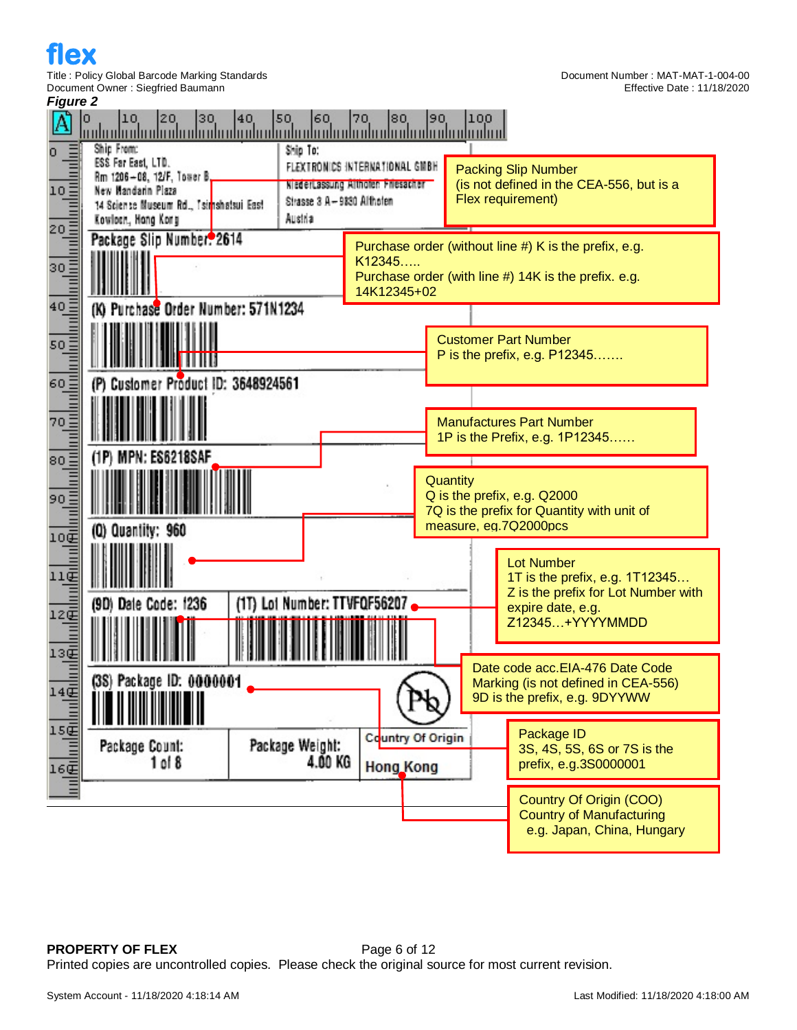***Figure 2***

Ship From:
ESS Far East, LTD.
Rm 1206–08, 12/F, Tower B
New Mandarin Plaza
14 Science Museum Rd., Tsimshatsui East
Kowloon, Hong Kong

Ship To:
FLEXTRONICS INTERNATIONAL GMBH
Niederlassung Althofen Friesacher
Strasse 3 A–9330 Althofen
Austria

Package Slip Number: 2614

(K) Purchase Order Number: 571N1234

(P) Customer Product ID: 3648924561

(1P) MPN: ES6218SAF

(Q) Quantity: 960

(9D) Date Code: 1236

(1T) Lot Number: TTVFQF56207

(3S) Package ID: 0000001

Package Count: 1 of 8

Package Weight: 4.00 KG

Country Of Origin: Hong Kong

**Packing Slip Number** (is not defined in the CEA-556, but is a Flex requirement)

**Purchase order** (without line #) K is the prefix, e.g. K12345….. Purchase order (with line #) 14K is the prefix. e.g. 14K12345+02

**Customer Part Number** P is the prefix, e.g. P12345…….

**Manufactures Part Number** 1P is the Prefix, e.g. 1P12345……

**Quantity** Q is the prefix, e.g. Q2000. 7Q is the prefix for Quantity with unit of measure, eg.7Q2000pcs

**Lot Number** 1T is the prefix, e.g. 1T12345… Z is the prefix for Lot Number with expire date, e.g. Z12345…+YYYYMMDD

**Date code** acc.EIA-476 Date Code Marking (is not defined in CEA-556) 9D is the prefix, e.g. 9DYYWW

**Package ID** 3S, 4S, 5S, 6S or 7S is the prefix, e.g.3S0000001

**Country Of Origin (COO)** Country of Manufacturing e.g. Japan, China, Hungary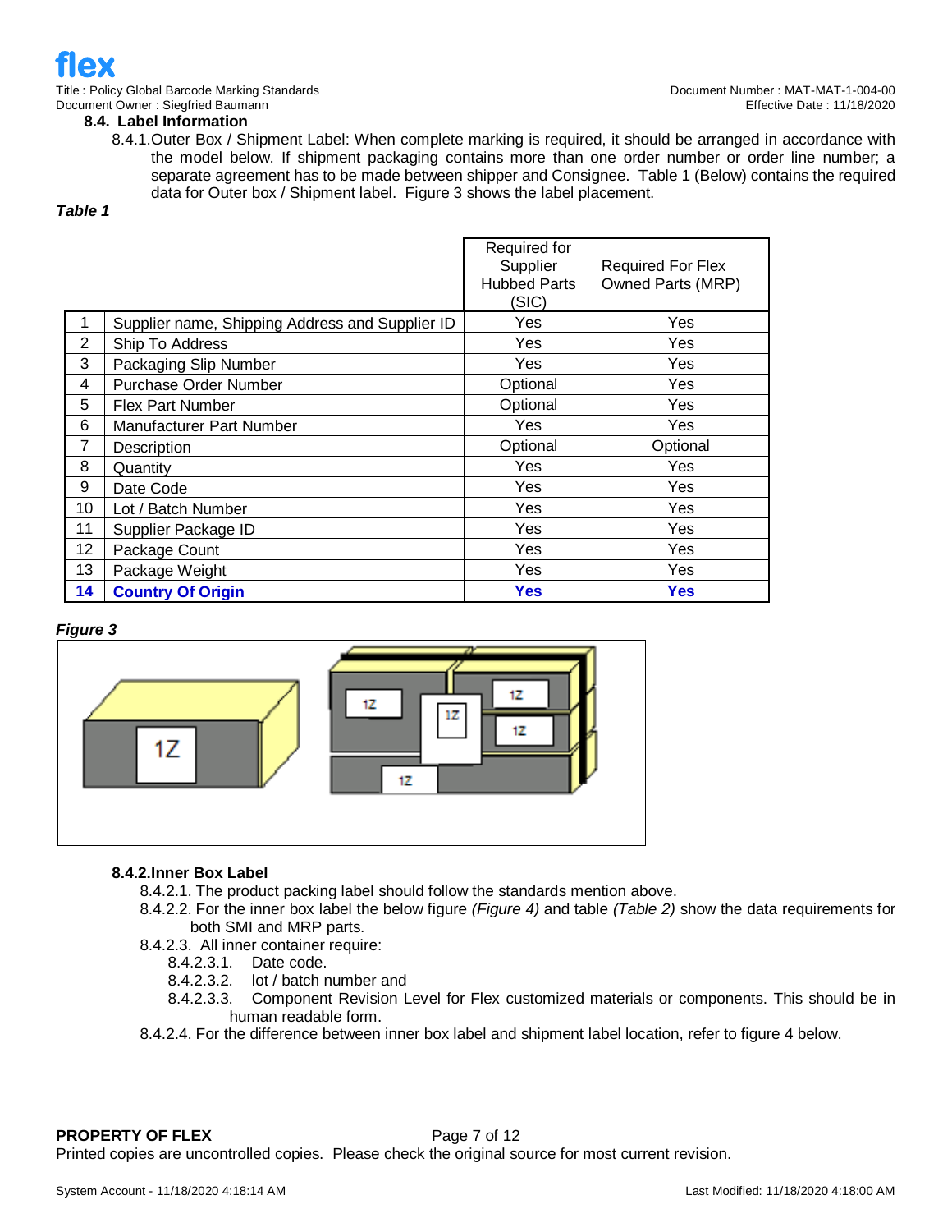### 8.4. Label Information

8.4.1. Outer Box / Shipment Label: When complete marking is required, it should be arranged in accordance with the model below. If shipment packaging contains more than one order number or order line number; a separate agreement has to be made between shipper and Consignee. Table 1 (Below) contains the required data for Outer box / Shipment label. Figure 3 shows the label placement.

***Table 1***

| | | Required for Supplier Hubbed Parts (SIC) | Required For Flex Owned Parts (MRP) |
|---|---|---|---|
| 1 | Supplier name, Shipping Address and Supplier ID | Yes | Yes |
| 2 | Ship To Address | Yes | Yes |
| 3 | Packaging Slip Number | Yes | Yes |
| 4 | Purchase Order Number | Optional | Yes |
| 5 | Flex Part Number | Optional | Yes |
| 6 | Manufacturer Part Number | Yes | Yes |
| 7 | Description | Optional | Optional |
| 8 | Quantity | Yes | Yes |
| 9 | Date Code | Yes | Yes |
| 10 | Lot / Batch Number | Yes | Yes |
| 11 | Supplier Package ID | Yes | Yes |
| 12 | Package Count | Yes | Yes |
| 13 | Package Weight | Yes | Yes |
| **14** | **Country Of Origin** | **Yes** | **Yes** |

***Figure 3***

#### 8.4.2. Inner Box Label

8.4.2.1. The product packing label should follow the standards mention above.

8.4.2.2. For the inner box label the below figure *(Figure 4)* and table *(Table 2)* show the data requirements for both SMI and MRP parts.

8.4.2.3. All inner container require:

- 8.4.2.3.1. Date code.
- 8.4.2.3.2. lot / batch number and
- 8.4.2.3.3. Component Revision Level for Flex customized materials or components. This should be in human readable form.

8.4.2.4. For the difference between inner box label and shipment label location, refer to figure 4 below.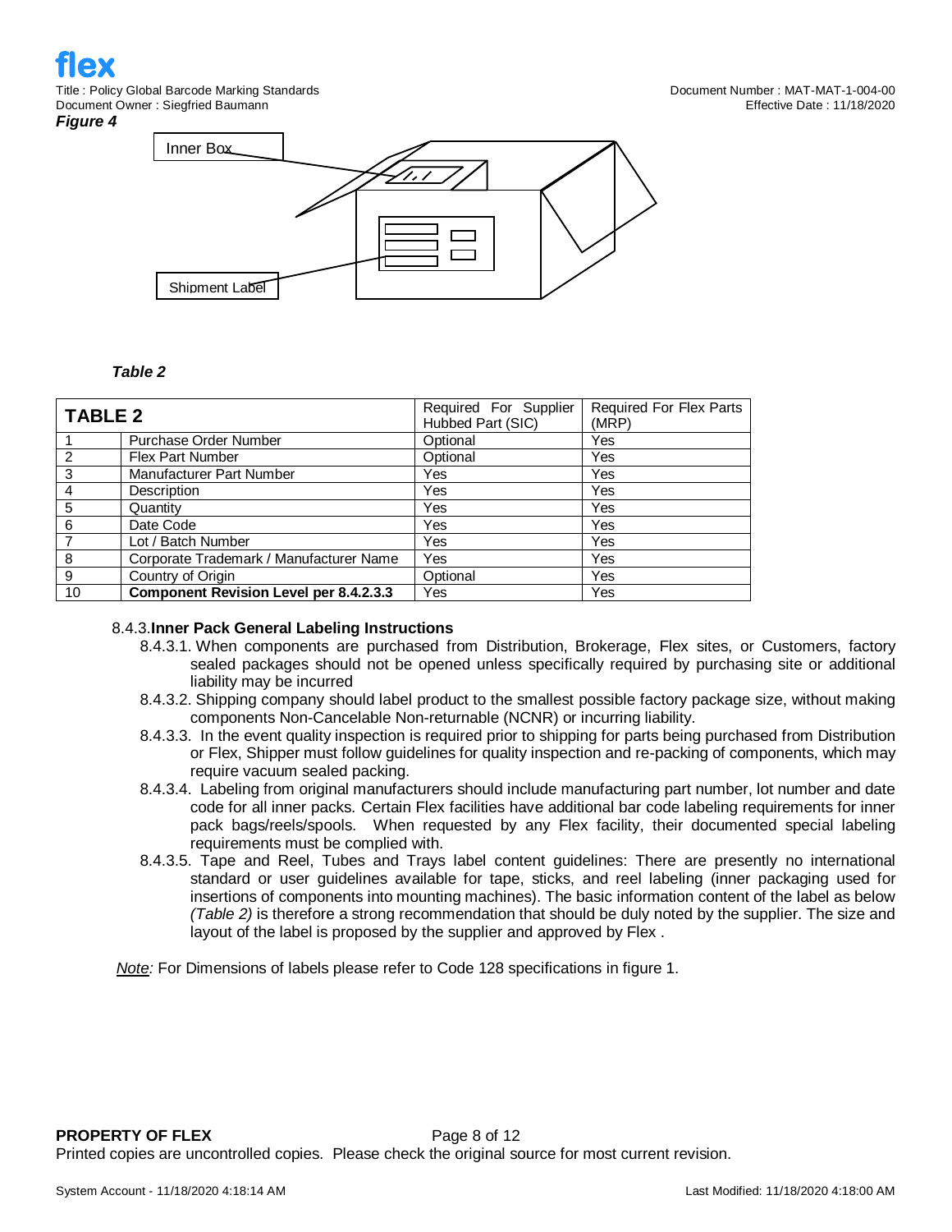*Figure 4*

Inner Box

Shipment Label

*Table 2*

| TABLE 2 | | Required For Supplier Hubbed Part (SIC) | Required For Flex Parts (MRP) |
|---|---|---|---|
| 1 | Purchase Order Number | Optional | Yes |
| 2 | Flex Part Number | Optional | Yes |
| 3 | Manufacturer Part Number | Yes | Yes |
| 4 | Description | Yes | Yes |
| 5 | Quantity | Yes | Yes |
| 6 | Date Code | Yes | Yes |
| 7 | Lot / Batch Number | Yes | Yes |
| 8 | Corporate Trademark / Manufacturer Name | Yes | Yes |
| 9 | Country of Origin | Optional | Yes |
| 10 | **Component Revision Level per 8.4.2.3.3** | Yes | Yes |

8.4.3. **Inner Pack General Labeling Instructions**

- 8.4.3.1. When components are purchased from Distribution, Brokerage, Flex sites, or Customers, factory sealed packages should not be opened unless specifically required by purchasing site or additional liability may be incurred
- 8.4.3.2. Shipping company should label product to the smallest possible factory package size, without making components Non-Cancelable Non-returnable (NCNR) or incurring liability.
- 8.4.3.3. In the event quality inspection is required prior to shipping for parts being purchased from Distribution or Flex, Shipper must follow guidelines for quality inspection and re-packing of components, which may require vacuum sealed packing.
- 8.4.3.4. Labeling from original manufacturers should include manufacturing part number, lot number and date code for all inner packs. Certain Flex facilities have additional bar code labeling requirements for inner pack bags/reels/spools. When requested by any Flex facility, their documented special labeling requirements must be complied with.
- 8.4.3.5. Tape and Reel, Tubes and Trays label content guidelines: There are presently no international standard or user guidelines available for tape, sticks, and reel labeling (inner packaging used for insertions of components into mounting machines). The basic information content of the label as below *(Table 2)* is therefore a strong recommendation that should be duly noted by the supplier. The size and layout of the label is proposed by the supplier and approved by Flex .

*Note:* For Dimensions of labels please refer to Code 128 specifications in figure 1.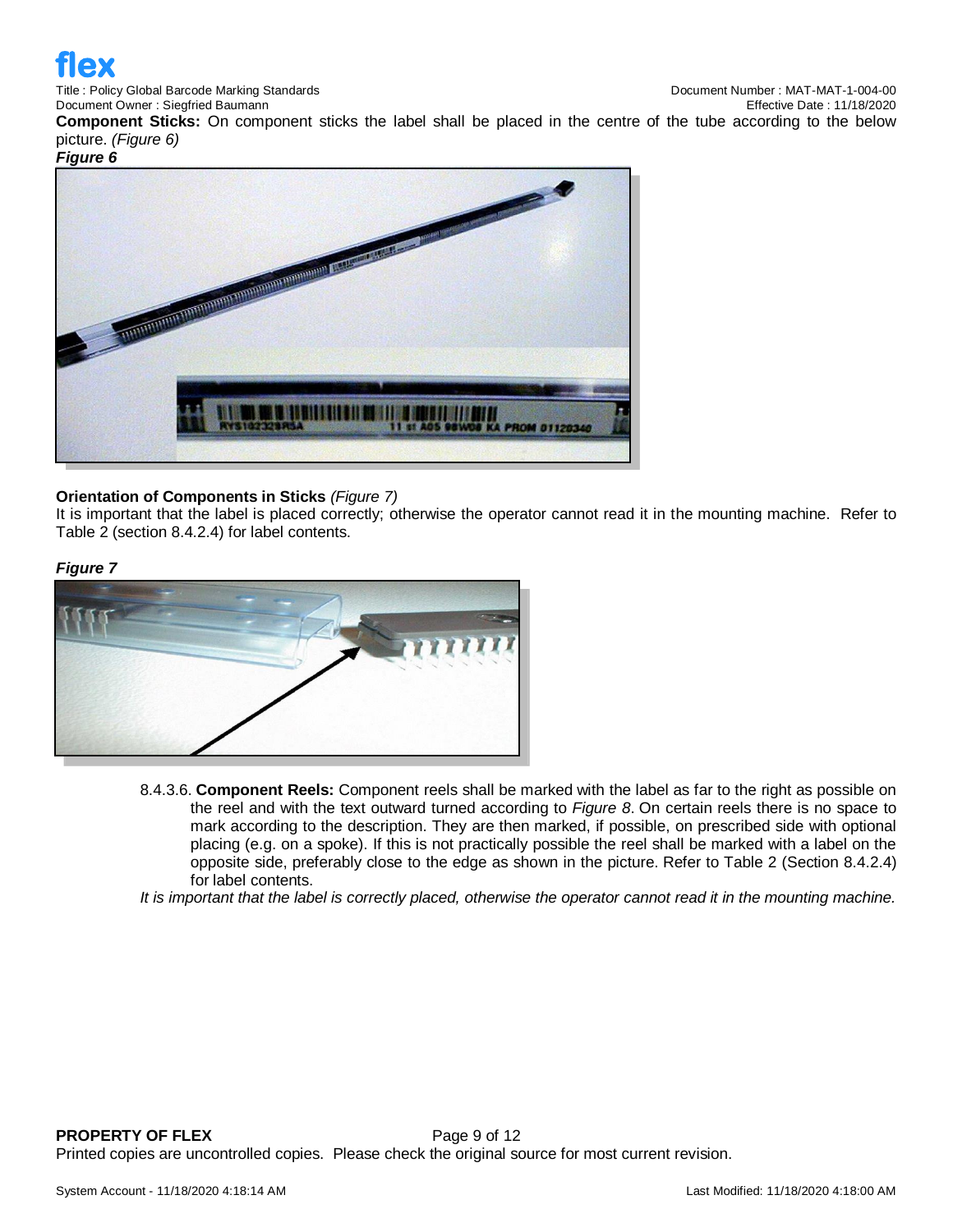**Component Sticks:** On component sticks the label shall be placed in the centre of the tube according to the below picture. *(Figure 6)*

***Figure 6***

**Orientation of Components in Sticks** *(Figure 7)*

It is important that the label is placed correctly; otherwise the operator cannot read it in the mounting machine. Refer to Table 2 (section 8.4.2.4) for label contents.

***Figure 7***

8.4.3.6. **Component Reels:** Component reels shall be marked with the label as far to the right as possible on the reel and with the text outward turned according to *Figure 8*. On certain reels there is no space to mark according to the description. They are then marked, if possible, on prescribed side with optional placing (e.g. on a spoke). If this is not practically possible the reel shall be marked with a label on the opposite side, preferably close to the edge as shown in the picture. Refer to Table 2 (Section 8.4.2.4) for label contents.

*It is important that the label is correctly placed, otherwise the operator cannot read it in the mounting machine.*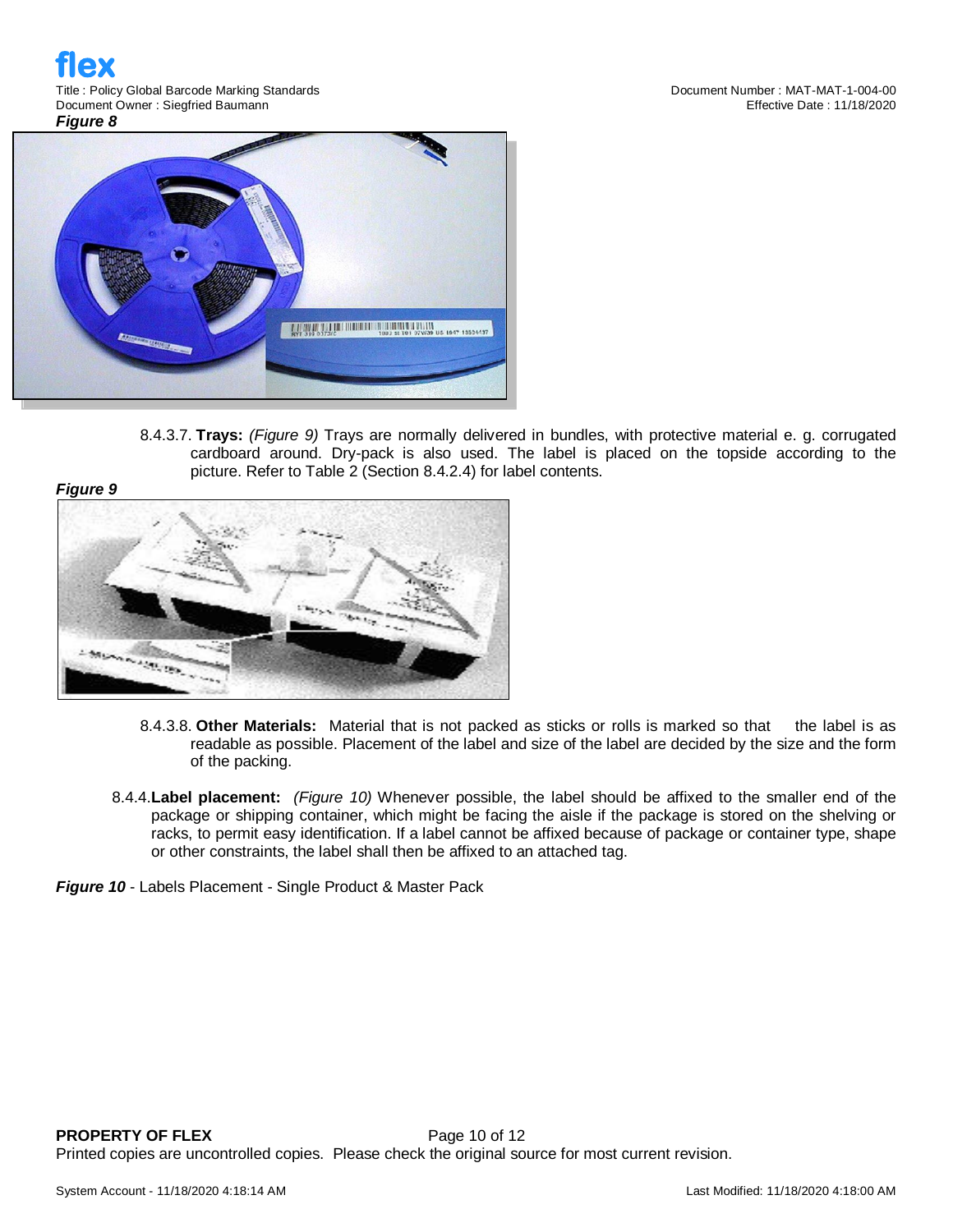***Figure 8***

8.4.3.7. **Trays:** *(Figure 9)* Trays are normally delivered in bundles, with protective material e. g. corrugated cardboard around. Dry-pack is also used. The label is placed on the topside according to the picture. Refer to Table 2 (Section 8.4.2.4) for label contents.

***Figure 9***

8.4.3.8. **Other Materials:** Material that is not packed as sticks or rolls is marked so that the label is as readable as possible. Placement of the label and size of the label are decided by the size and the form of the packing.

8.4.4. **Label placement:** *(Figure 10)* Whenever possible, the label should be affixed to the smaller end of the package or shipping container, which might be facing the aisle if the package is stored on the shelving or racks, to permit easy identification. If a label cannot be affixed because of package or container type, shape or other constraints, the label shall then be affixed to an attached tag.

***Figure 10*** - Labels Placement - Single Product & Master Pack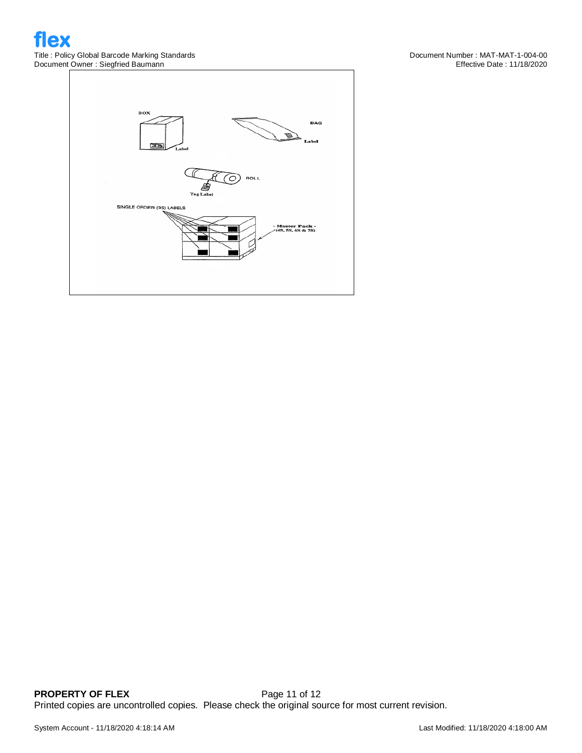BOX

Label

BAG

Label

ROLL

Tag Label

SINGLE ORDER (3S) LABELS

- Master Pack -
(4S, 5S, 6S & 7S)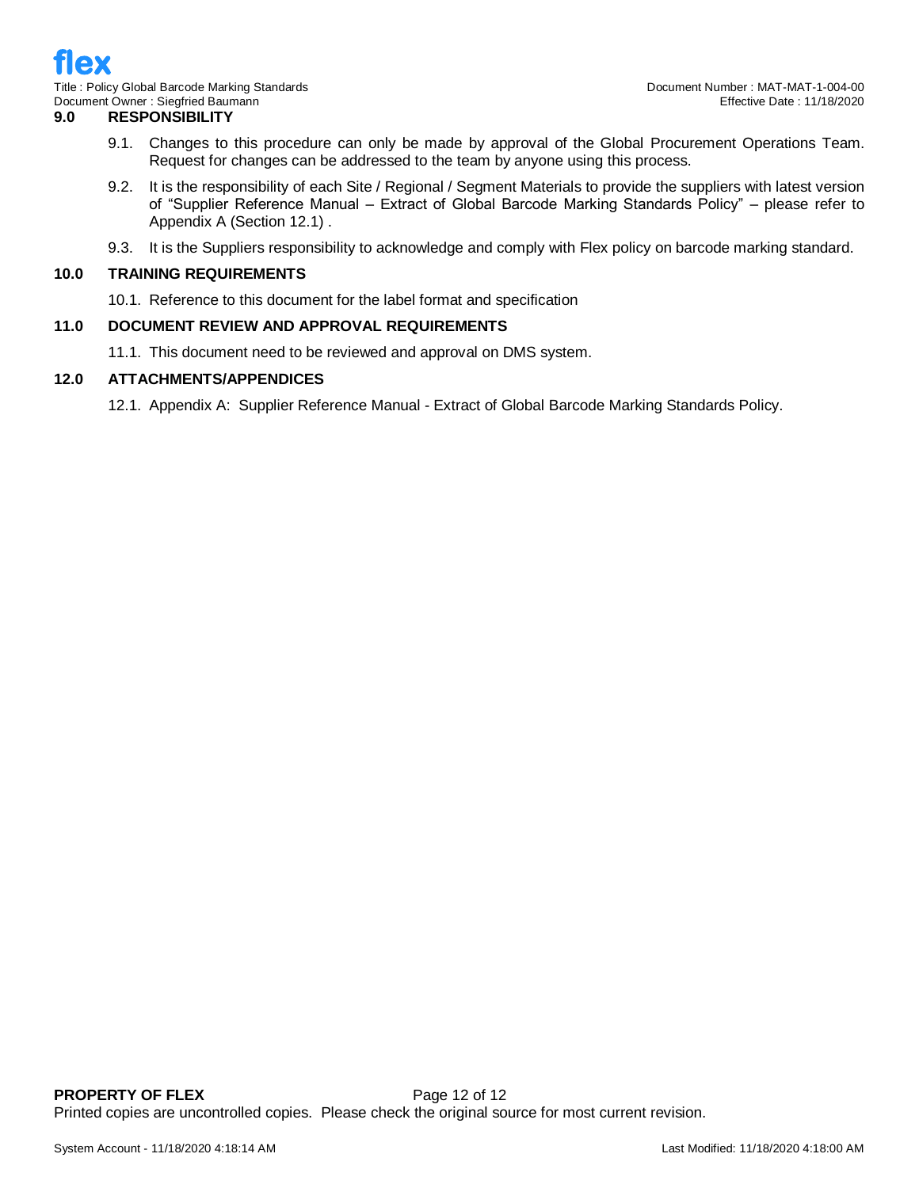## 9.0 RESPONSIBILITY

9.1. Changes to this procedure can only be made by approval of the Global Procurement Operations Team. Request for changes can be addressed to the team by anyone using this process.

9.2. It is the responsibility of each Site / Regional / Segment Materials to provide the suppliers with latest version of "Supplier Reference Manual – Extract of Global Barcode Marking Standards Policy" – please refer to Appendix A (Section 12.1) .

9.3. It is the Suppliers responsibility to acknowledge and comply with Flex policy on barcode marking standard.

## 10.0 TRAINING REQUIREMENTS

10.1. Reference to this document for the label format and specification

## 11.0 DOCUMENT REVIEW AND APPROVAL REQUIREMENTS

11.1. This document need to be reviewed and approval on DMS system.

## 12.0 ATTACHMENTS/APPENDICES

12.1. Appendix A: Supplier Reference Manual - Extract of Global Barcode Marking Standards Policy.